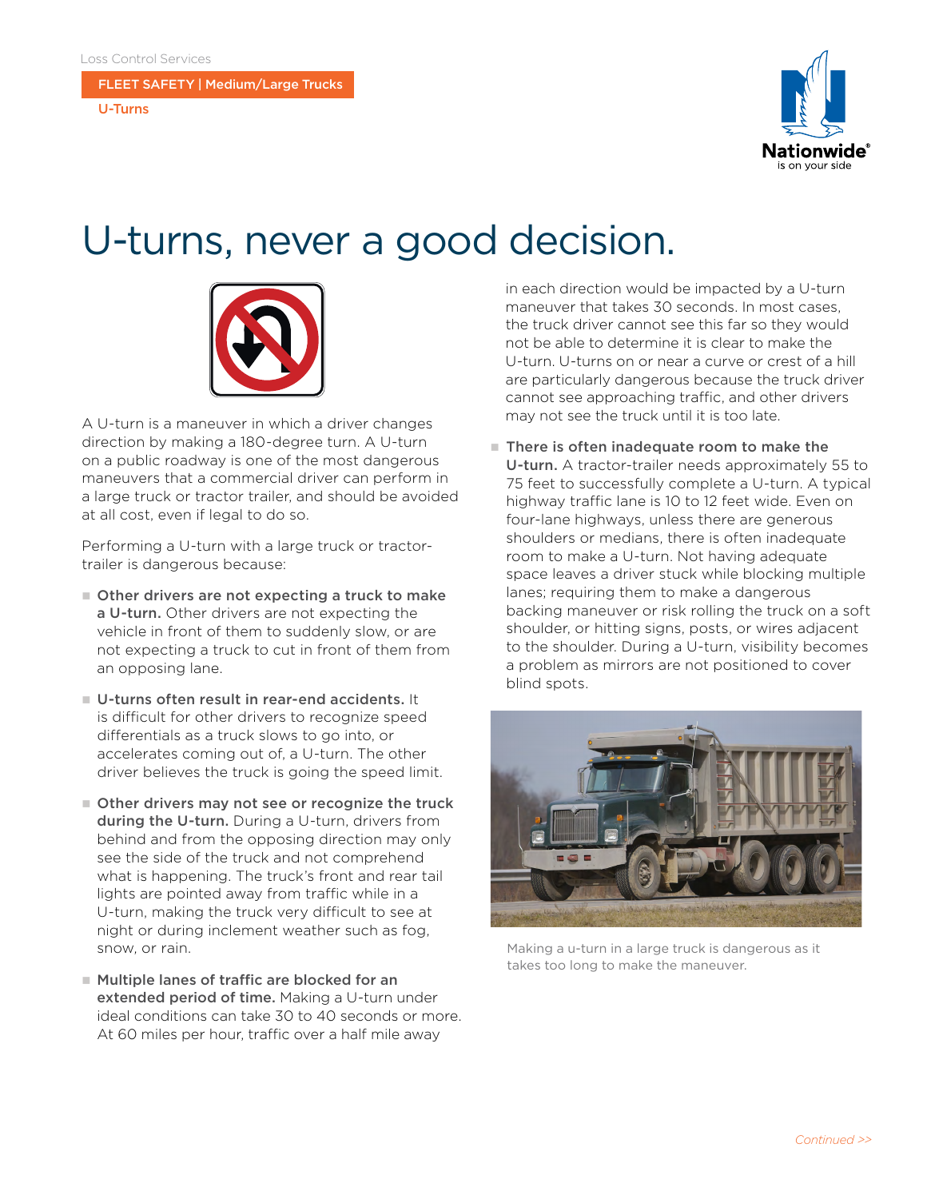Loss Control Services

FLEET SAFETY | Medium/Large Trucks

U-Turns

# U-turns, never a good decision.

A U-turn is a maneuver in which a driver changes direction by making a 180-degree turn. A U-turn on a public roadway is one of the most dangerous maneuvers that a commercial driver can perform in a large truck or tractor trailer, and should be avoided at all cost, even if legal to do so.

Performing a U-turn with a large truck or tractor-trailer is dangerous because:

- **Other drivers are not expecting a truck to make a U-turn.** Other drivers are not expecting the vehicle in front of them to suddenly slow, or are not expecting a truck to cut in front of them from an opposing lane.
- **U-turns often result in rear-end accidents.** It is difficult for other drivers to recognize speed differentials as a truck slows to go into, or accelerates coming out of, a U-turn. The other driver believes the truck is going the speed limit.
- **Other drivers may not see or recognize the truck during the U-turn.** During a U-turn, drivers from behind and from the opposing direction may only see the side of the truck and not comprehend what is happening. The truck's front and rear tail lights are pointed away from traffic while in a U-turn, making the truck very difficult to see at night or during inclement weather such as fog, snow, or rain.
- **Multiple lanes of traffic are blocked for an extended period of time.** Making a U-turn under ideal conditions can take 30 to 40 seconds or more. At 60 miles per hour, traffic over a half mile away in each direction would be impacted by a U-turn maneuver that takes 30 seconds. In most cases, the truck driver cannot see this far so they would not be able to determine it is clear to make the U-turn. U-turns on or near a curve or crest of a hill are particularly dangerous because the truck driver cannot see approaching traffic, and other drivers may not see the truck until it is too late.
- **There is often inadequate room to make the U-turn.** A tractor-trailer needs approximately 55 to 75 feet to successfully complete a U-turn. A typical highway traffic lane is 10 to 12 feet wide. Even on four-lane highways, unless there are generous shoulders or medians, there is often inadequate room to make a U-turn. Not having adequate space leaves a driver stuck while blocking multiple lanes; requiring them to make a dangerous backing maneuver or risk rolling the truck on a soft shoulder, or hitting signs, posts, or wires adjacent to the shoulder. During a U-turn, visibility becomes a problem as mirrors are not positioned to cover blind spots.

Making a u-turn in a large truck is dangerous as it takes too long to make the maneuver.

*Continued >>*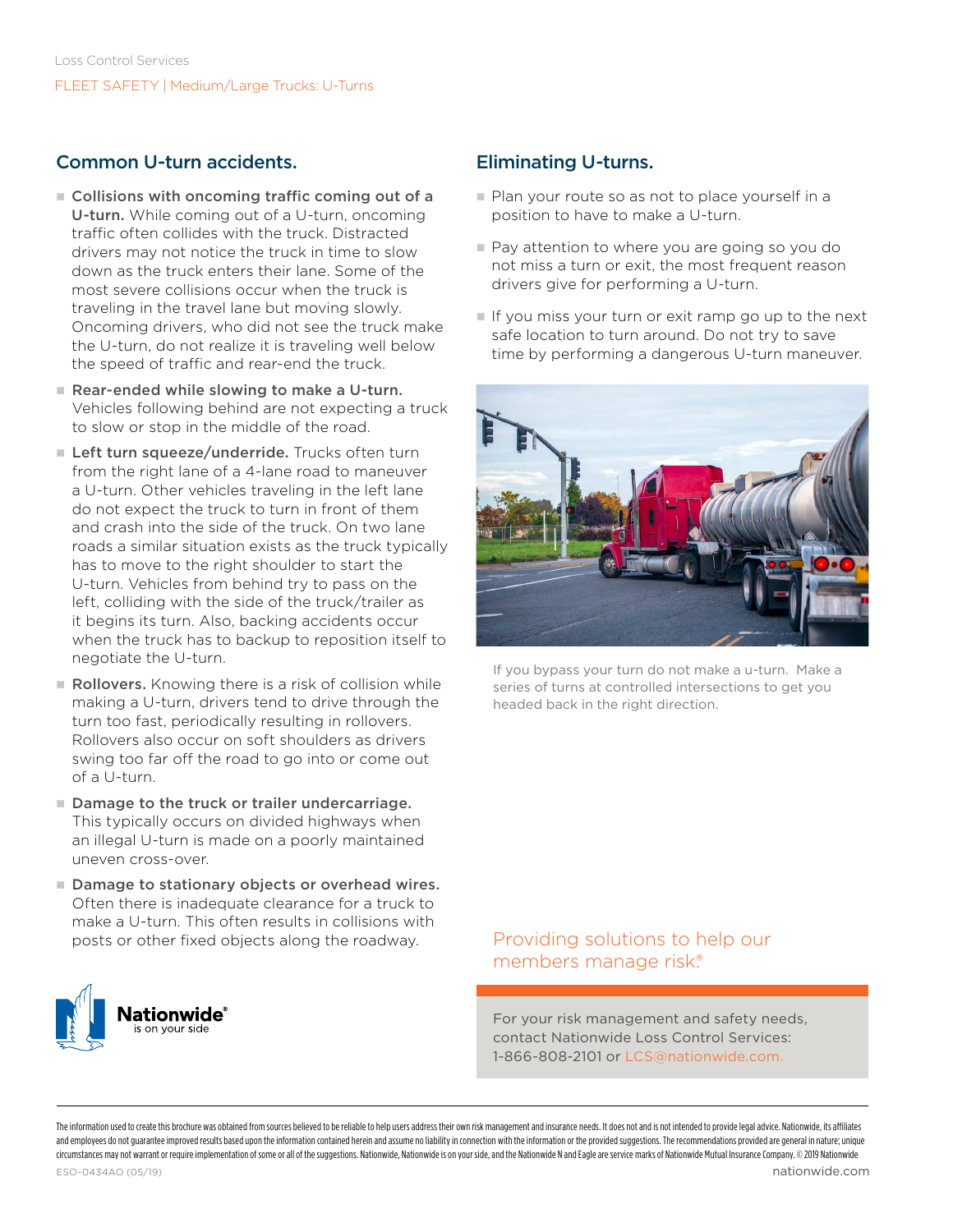## Common U-turn accidents.

- **Collisions with oncoming traffic coming out of a U-turn.** While coming out of a U-turn, oncoming traffic often collides with the truck. Distracted drivers may not notice the truck in time to slow down as the truck enters their lane. Some of the most severe collisions occur when the truck is traveling in the travel lane but moving slowly. Oncoming drivers, who did not see the truck make the U-turn, do not realize it is traveling well below the speed of traffic and rear-end the truck.
- **Rear-ended while slowing to make a U-turn.** Vehicles following behind are not expecting a truck to slow or stop in the middle of the road.
- **Left turn squeeze/underride.** Trucks often turn from the right lane of a 4-lane road to maneuver a U-turn. Other vehicles traveling in the left lane do not expect the truck to turn in front of them and crash into the side of the truck. On two lane roads a similar situation exists as the truck typically has to move to the right shoulder to start the U-turn. Vehicles from behind try to pass on the left, colliding with the side of the truck/trailer as it begins its turn. Also, backing accidents occur when the truck has to backup to reposition itself to negotiate the U-turn.
- **Rollovers.** Knowing there is a risk of collision while making a U-turn, drivers tend to drive through the turn too fast, periodically resulting in rollovers. Rollovers also occur on soft shoulders as drivers swing too far off the road to go into or come out of a U-turn.
- **Damage to the truck or trailer undercarriage.** This typically occurs on divided highways when an illegal U-turn is made on a poorly maintained uneven cross-over.
- **Damage to stationary objects or overhead wires.** Often there is inadequate clearance for a truck to make a U-turn. This often results in collisions with posts or other fixed objects along the roadway.

## Eliminating U-turns.

- Plan your route so as not to place yourself in a position to have to make a U-turn.
- Pay attention to where you are going so you do not miss a turn or exit, the most frequent reason drivers give for performing a U-turn.
- If you miss your turn or exit ramp go up to the next safe location to turn around. Do not try to save time by performing a dangerous U-turn maneuver.

If you bypass your turn do not make a u-turn. Make a series of turns at controlled intersections to get you headed back in the right direction.

Providing solutions to help our members manage risk.®

For your risk management and safety needs, contact Nationwide Loss Control Services: 1-866-808-2101 or LCS@nationwide.com.

Nationwide® is on your side

The information used to create this brochure was obtained from sources believed to be reliable to help users address their own risk management and insurance needs. It does not and is not intended to provide legal advice. Nationwide, its affiliates and employees do not guarantee improved results based upon the information contained herein and assume no liability in connection with the information or the provided suggestions. The recommendations provided are general in nature; unique circumstances may not warrant or require implementation of some or all of the suggestions. Nationwide, Nationwide is on your side, and the Nationwide N and Eagle are service marks of Nationwide Mutual Insurance Company. © 2019 Nationwide

ESO-0434AO (05/19)

nationwide.com